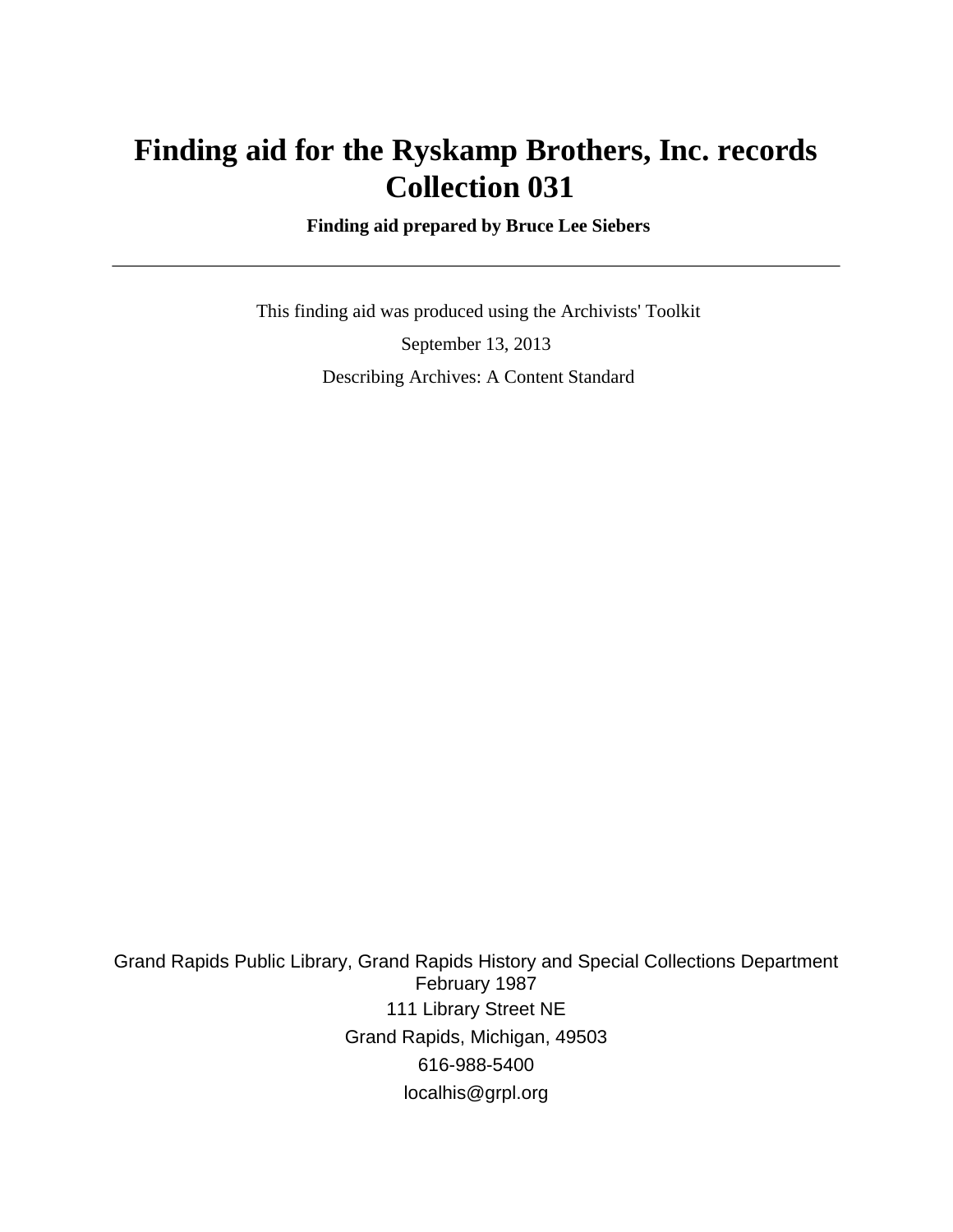# Finding aid for the Ryskamp Brothers, Inc. records Collection 031

**Finding aid prepared by Bruce Lee Siebers**

---

This finding aid was produced using the Archivists' Toolkit

September 13, 2013

Describing Archives: A Content Standard

Grand Rapids Public Library, Grand Rapids History and Special Collections Department
February 1987

111 Library Street NE

Grand Rapids, Michigan, 49503

616-988-5400

localhis@grpl.org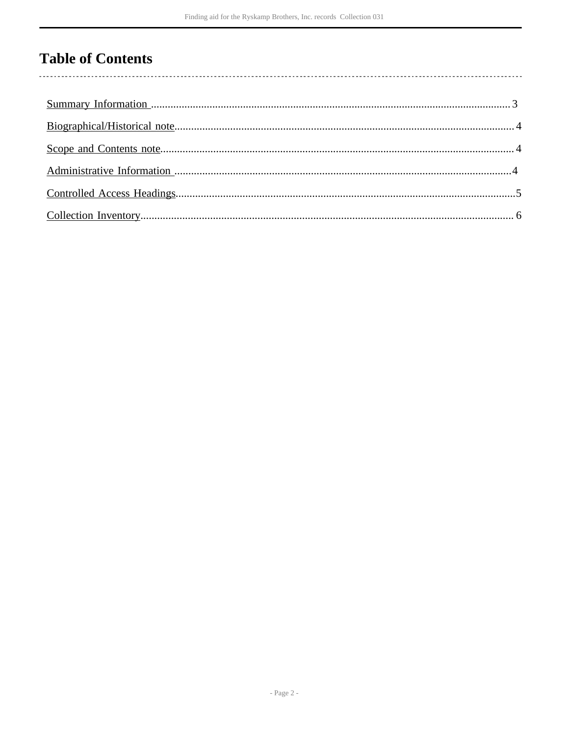# Table of Contents

Summary Information .................................................................................................................................3

Biographical/Historical note........................................................................................................................4

Scope and Contents note.............................................................................................................................4

Administrative Information .......................................................................................................................4

Controlled Access Headings........................................................................................................................5

Collection Inventory.....................................................................................................................................6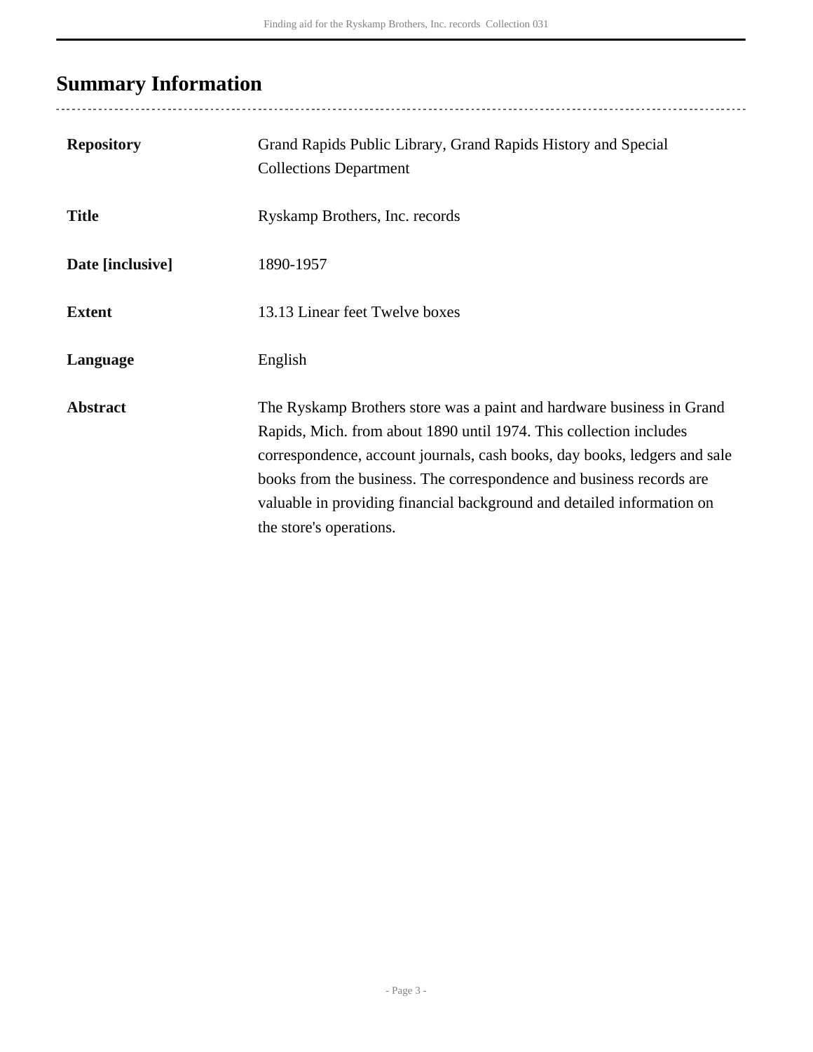## Summary Information

| | |
|---|---|
| **Repository** | Grand Rapids Public Library, Grand Rapids History and Special Collections Department |
| **Title** | Ryskamp Brothers, Inc. records |
| **Date [inclusive]** | 1890-1957 |
| **Extent** | 13.13 Linear feet Twelve boxes |
| **Language** | English |
| **Abstract** | The Ryskamp Brothers store was a paint and hardware business in Grand Rapids, Mich. from about 1890 until 1974. This collection includes correspondence, account journals, cash books, day books, ledgers and sale books from the business. The correspondence and business records are valuable in providing financial background and detailed information on the store's operations. |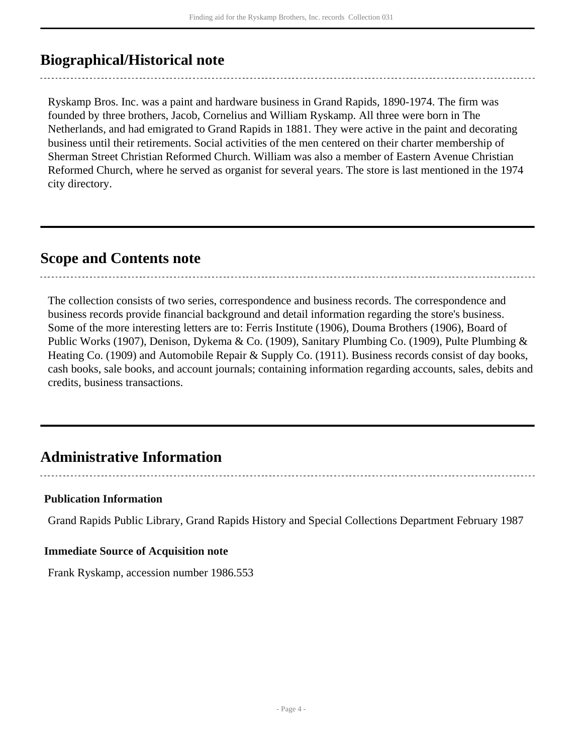## Biographical/Historical note

Ryskamp Bros. Inc. was a paint and hardware business in Grand Rapids, 1890-1974. The firm was founded by three brothers, Jacob, Cornelius and William Ryskamp. All three were born in The Netherlands, and had emigrated to Grand Rapids in 1881. They were active in the paint and decorating business until their retirements. Social activities of the men centered on their charter membership of Sherman Street Christian Reformed Church. William was also a member of Eastern Avenue Christian Reformed Church, where he served as organist for several years. The store is last mentioned in the 1974 city directory.

## Scope and Contents note

The collection consists of two series, correspondence and business records. The correspondence and business records provide financial background and detail information regarding the store's business. Some of the more interesting letters are to: Ferris Institute (1906), Douma Brothers (1906), Board of Public Works (1907), Denison, Dykema & Co. (1909), Sanitary Plumbing Co. (1909), Pulte Plumbing & Heating Co. (1909) and Automobile Repair & Supply Co. (1911). Business records consist of day books, cash books, sale books, and account journals; containing information regarding accounts, sales, debits and credits, business transactions.

## Administrative Information

### Publication Information

Grand Rapids Public Library, Grand Rapids History and Special Collections Department February 1987

### Immediate Source of Acquisition note

Frank Ryskamp, accession number 1986.553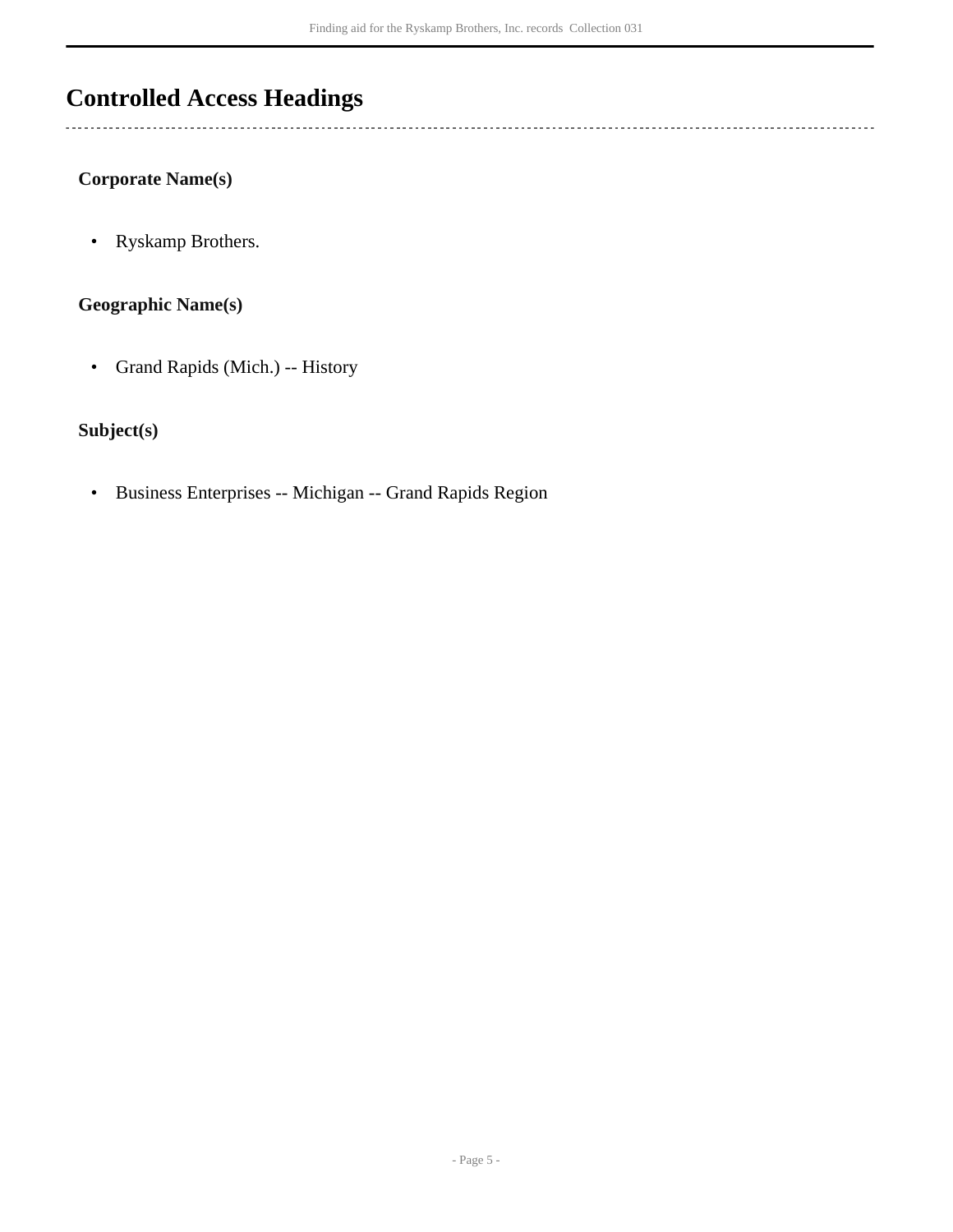# Controlled Access Headings

### Corporate Name(s)

- Ryskamp Brothers.

### Geographic Name(s)

- Grand Rapids (Mich.) -- History

### Subject(s)

- Business Enterprises -- Michigan -- Grand Rapids Region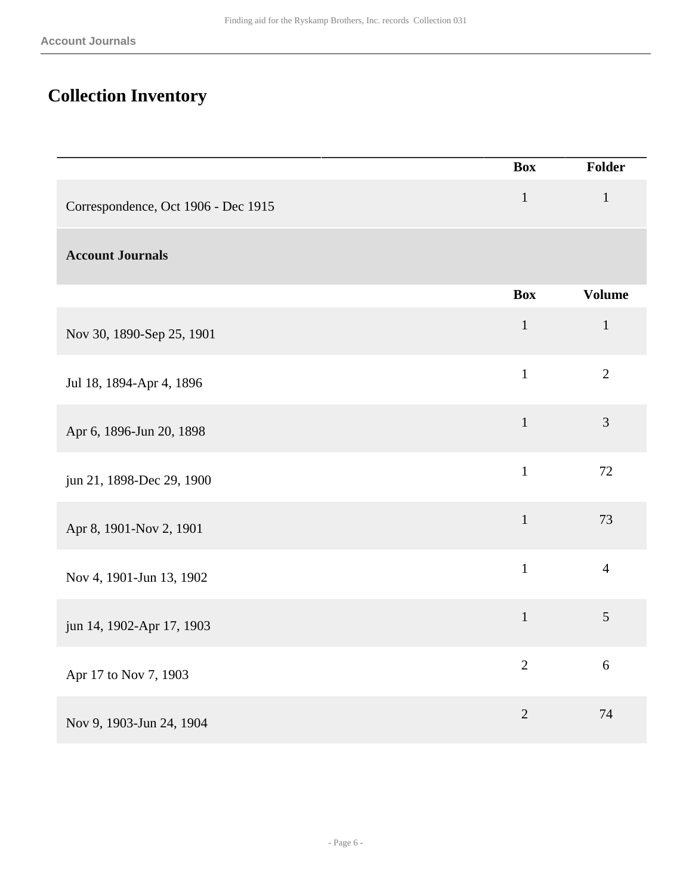# Collection Inventory

| | Box | Folder |
|---|---|---|
| Correspondence, Oct 1906 - Dec 1915 | 1 | 1 |

## Account Journals

| | Box | Volume |
|---|---|---|
| Nov 30, 1890-Sep 25, 1901 | 1 | 1 |
| Jul 18, 1894-Apr 4, 1896 | 1 | 2 |
| Apr 6, 1896-Jun 20, 1898 | 1 | 3 |
| jun 21, 1898-Dec 29, 1900 | 1 | 72 |
| Apr 8, 1901-Nov 2, 1901 | 1 | 73 |
| Nov 4, 1901-Jun 13, 1902 | 1 | 4 |
| jun 14, 1902-Apr 17, 1903 | 1 | 5 |
| Apr 17 to Nov 7, 1903 | 2 | 6 |
| Nov 9, 1903-Jun 24, 1904 | 2 | 74 |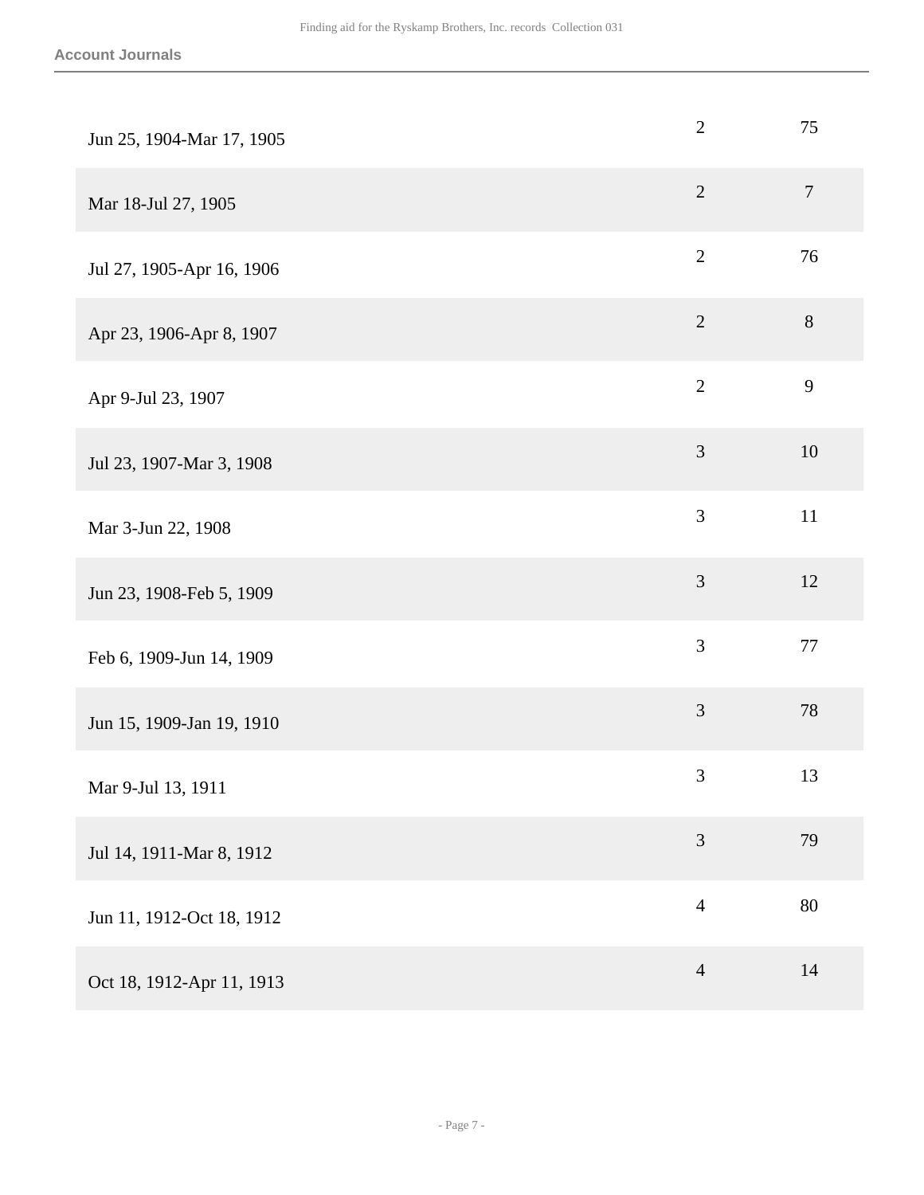| | | |
|---|---|---|
| Jun 25, 1904-Mar 17, 1905 | 2 | 75 |
| Mar 18-Jul 27, 1905 | 2 | 7 |
| Jul 27, 1905-Apr 16, 1906 | 2 | 76 |
| Apr 23, 1906-Apr 8, 1907 | 2 | 8 |
| Apr 9-Jul 23, 1907 | 2 | 9 |
| Jul 23, 1907-Mar 3, 1908 | 3 | 10 |
| Mar 3-Jun 22, 1908 | 3 | 11 |
| Jun 23, 1908-Feb 5, 1909 | 3 | 12 |
| Feb 6, 1909-Jun 14, 1909 | 3 | 77 |
| Jun 15, 1909-Jan 19, 1910 | 3 | 78 |
| Mar 9-Jul 13, 1911 | 3 | 13 |
| Jul 14, 1911-Mar 8, 1912 | 3 | 79 |
| Jun 11, 1912-Oct 18, 1912 | 4 | 80 |
| Oct 18, 1912-Apr 11, 1913 | 4 | 14 |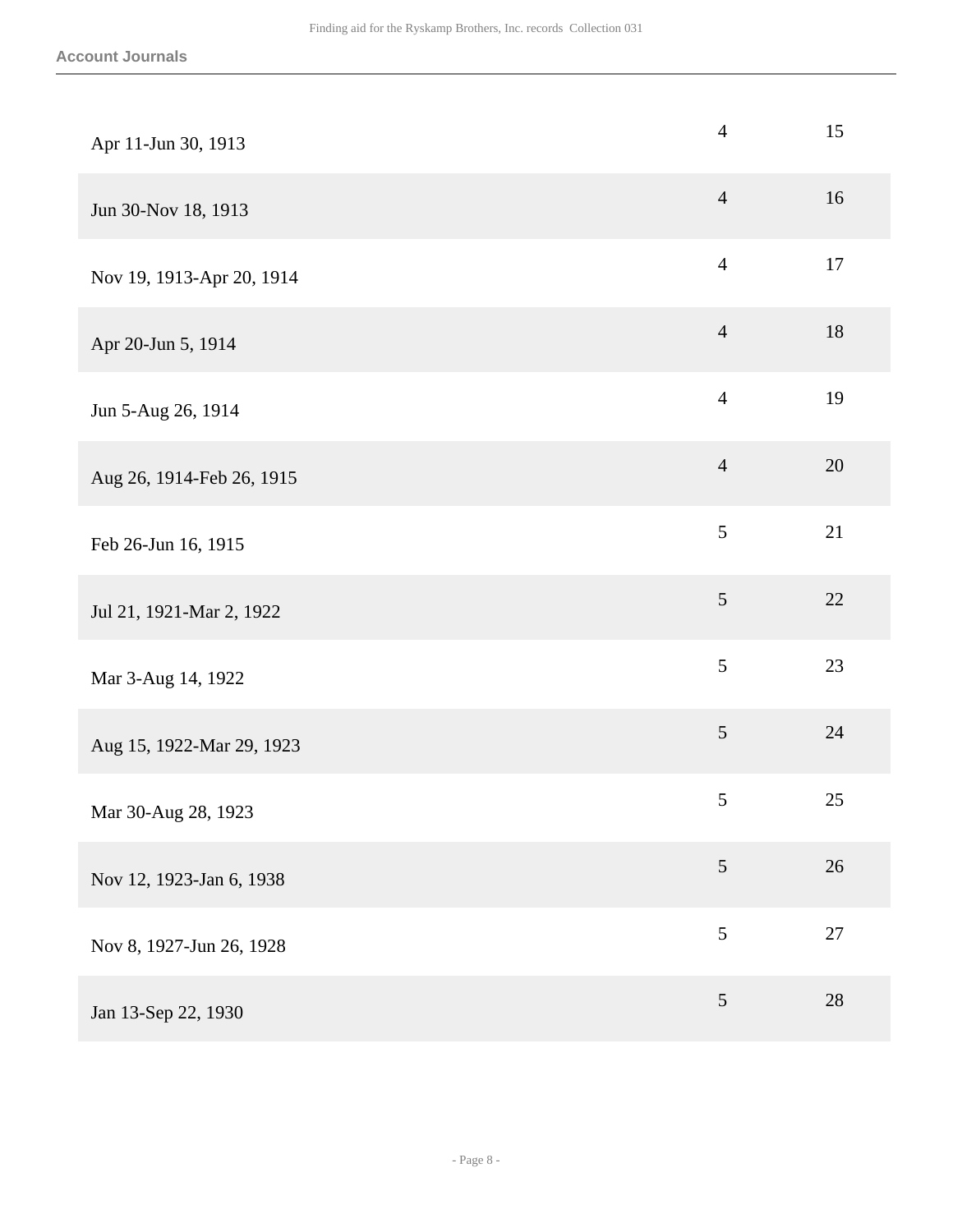## Account Journals

| | | |
|---|---|---|
| Apr 11-Jun 30, 1913 | 4 | 15 |
| Jun 30-Nov 18, 1913 | 4 | 16 |
| Nov 19, 1913-Apr 20, 1914 | 4 | 17 |
| Apr 20-Jun 5, 1914 | 4 | 18 |
| Jun 5-Aug 26, 1914 | 4 | 19 |
| Aug 26, 1914-Feb 26, 1915 | 4 | 20 |
| Feb 26-Jun 16, 1915 | 5 | 21 |
| Jul 21, 1921-Mar 2, 1922 | 5 | 22 |
| Mar 3-Aug 14, 1922 | 5 | 23 |
| Aug 15, 1922-Mar 29, 1923 | 5 | 24 |
| Mar 30-Aug 28, 1923 | 5 | 25 |
| Nov 12, 1923-Jan 6, 1938 | 5 | 26 |
| Nov 8, 1927-Jun 26, 1928 | 5 | 27 |
| Jan 13-Sep 22, 1930 | 5 | 28 |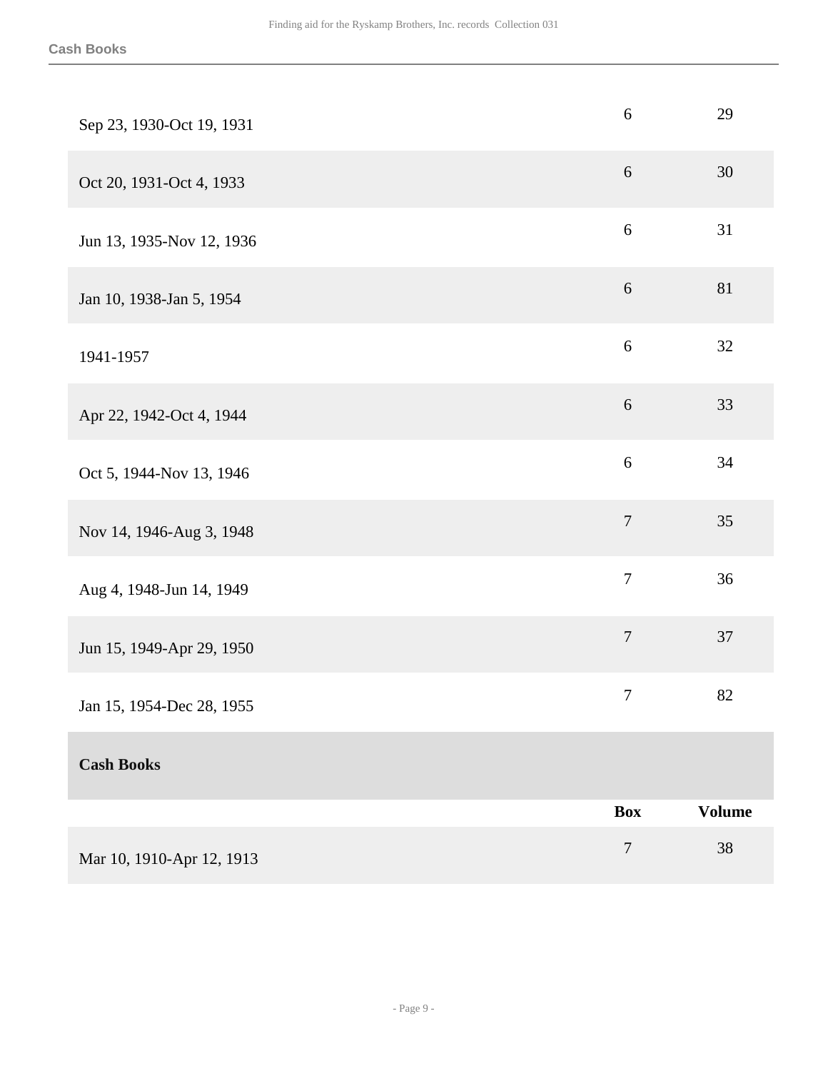| | Box | Volume |
|---|---|---|
| Sep 23, 1930-Oct 19, 1931 | 6 | 29 |
| Oct 20, 1931-Oct 4, 1933 | 6 | 30 |
| Jun 13, 1935-Nov 12, 1936 | 6 | 31 |
| Jan 10, 1938-Jan 5, 1954 | 6 | 81 |
| 1941-1957 | 6 | 32 |
| Apr 22, 1942-Oct 4, 1944 | 6 | 33 |
| Oct 5, 1944-Nov 13, 1946 | 6 | 34 |
| Nov 14, 1946-Aug 3, 1948 | 7 | 35 |
| Aug 4, 1948-Jun 14, 1949 | 7 | 36 |
| Jun 15, 1949-Apr 29, 1950 | 7 | 37 |
| Jan 15, 1954-Dec 28, 1955 | 7 | 82 |

**Cash Books**

| | Box | Volume |
|---|---|---|
| Mar 10, 1910-Apr 12, 1913 | 7 | 38 |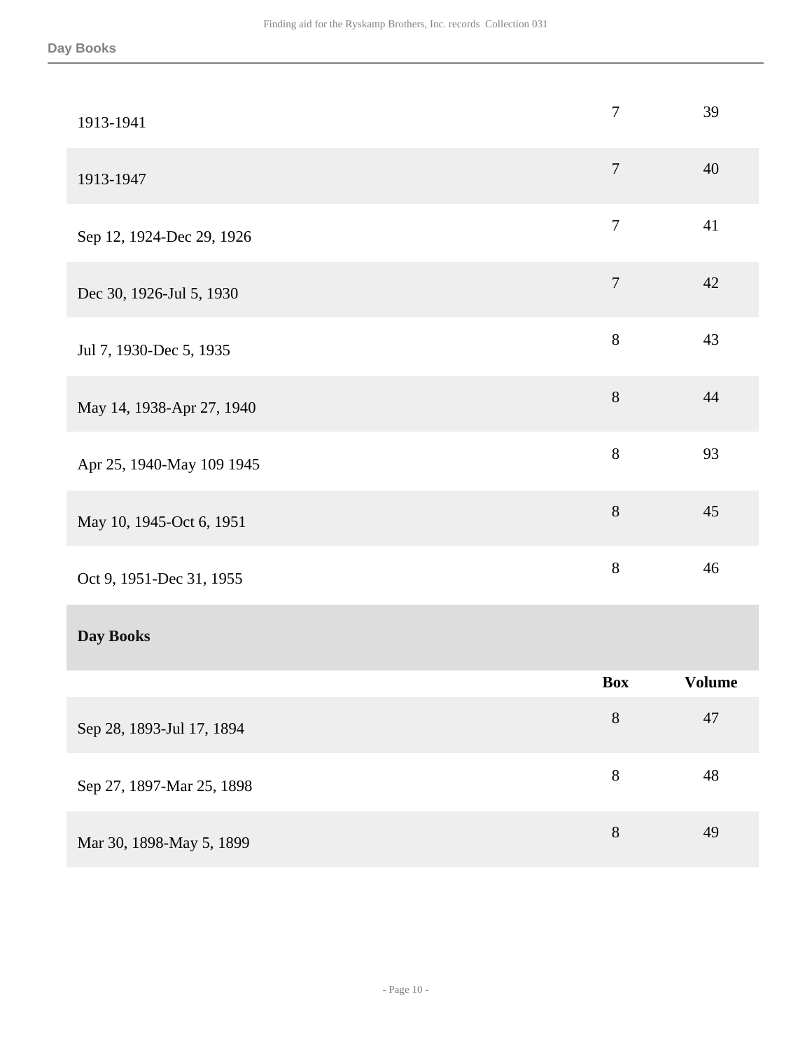| | Box | Volume |
|---|---|---|
| 1913-1941 | 7 | 39 |
| 1913-1947 | 7 | 40 |
| Sep 12, 1924-Dec 29, 1926 | 7 | 41 |
| Dec 30, 1926-Jul 5, 1930 | 7 | 42 |
| Jul 7, 1930-Dec 5, 1935 | 8 | 43 |
| May 14, 1938-Apr 27, 1940 | 8 | 44 |
| Apr 25, 1940-May 109 1945 | 8 | 93 |
| May 10, 1945-Oct 6, 1951 | 8 | 45 |
| Oct 9, 1951-Dec 31, 1955 | 8 | 46 |

**Day Books**

| | Box | Volume |
|---|---|---|
| Sep 28, 1893-Jul 17, 1894 | 8 | 47 |
| Sep 27, 1897-Mar 25, 1898 | 8 | 48 |
| Mar 30, 1898-May 5, 1899 | 8 | 49 |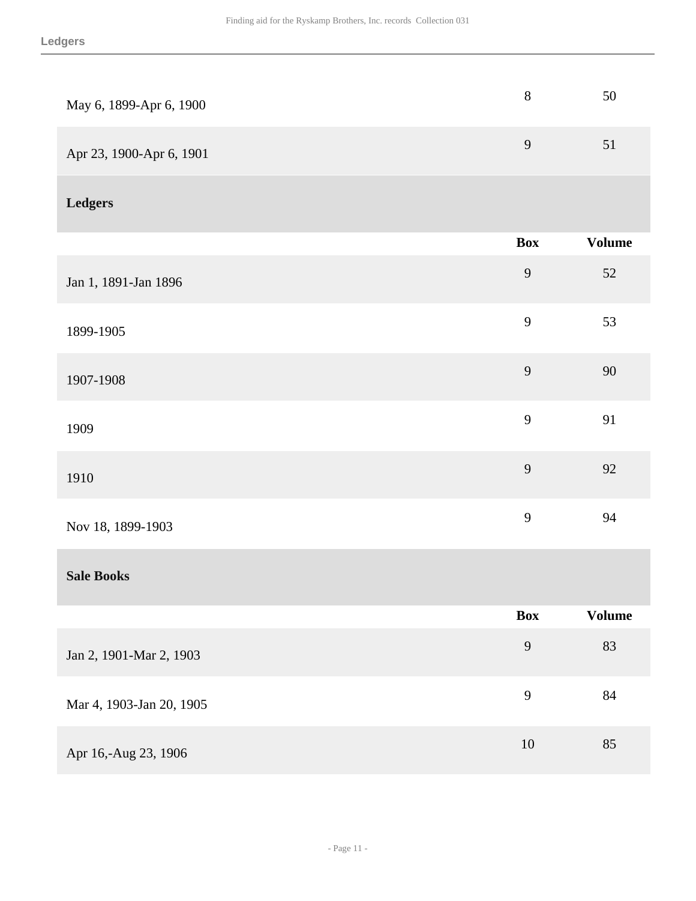| | Box | Volume |
|---|---|---|
| May 6, 1899-Apr 6, 1900 | 8 | 50 |
| Apr 23, 1900-Apr 6, 1901 | 9 | 51 |

## Ledgers

| | Box | Volume |
|---|---|---|
| Jan 1, 1891-Jan 1896 | 9 | 52 |
| 1899-1905 | 9 | 53 |
| 1907-1908 | 9 | 90 |
| 1909 | 9 | 91 |
| 1910 | 9 | 92 |
| Nov 18, 1899-1903 | 9 | 94 |

## Sale Books

| | Box | Volume |
|---|---|---|
| Jan 2, 1901-Mar 2, 1903 | 9 | 83 |
| Mar 4, 1903-Jan 20, 1905 | 9 | 84 |
| Apr 16,-Aug 23, 1906 | 10 | 85 |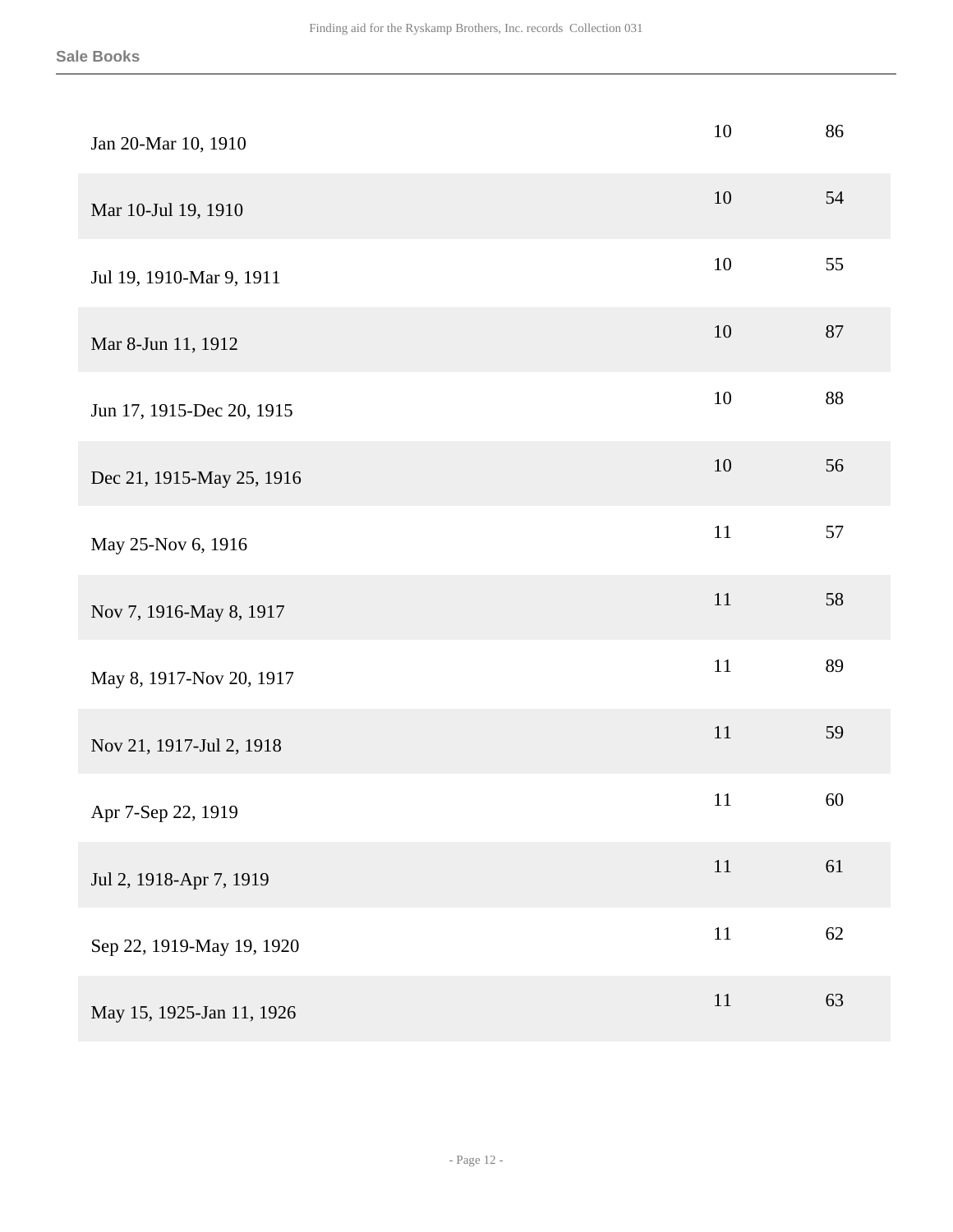**Sale Books**

| | | |
|---|---|---|
| Jan 20-Mar 10, 1910 | 10 | 86 |
| Mar 10-Jul 19, 1910 | 10 | 54 |
| Jul 19, 1910-Mar 9, 1911 | 10 | 55 |
| Mar 8-Jun 11, 1912 | 10 | 87 |
| Jun 17, 1915-Dec 20, 1915 | 10 | 88 |
| Dec 21, 1915-May 25, 1916 | 10 | 56 |
| May 25-Nov 6, 1916 | 11 | 57 |
| Nov 7, 1916-May 8, 1917 | 11 | 58 |
| May 8, 1917-Nov 20, 1917 | 11 | 89 |
| Nov 21, 1917-Jul 2, 1918 | 11 | 59 |
| Apr 7-Sep 22, 1919 | 11 | 60 |
| Jul 2, 1918-Apr 7, 1919 | 11 | 61 |
| Sep 22, 1919-May 19, 1920 | 11 | 62 |
| May 15, 1925-Jan 11, 1926 | 11 | 63 |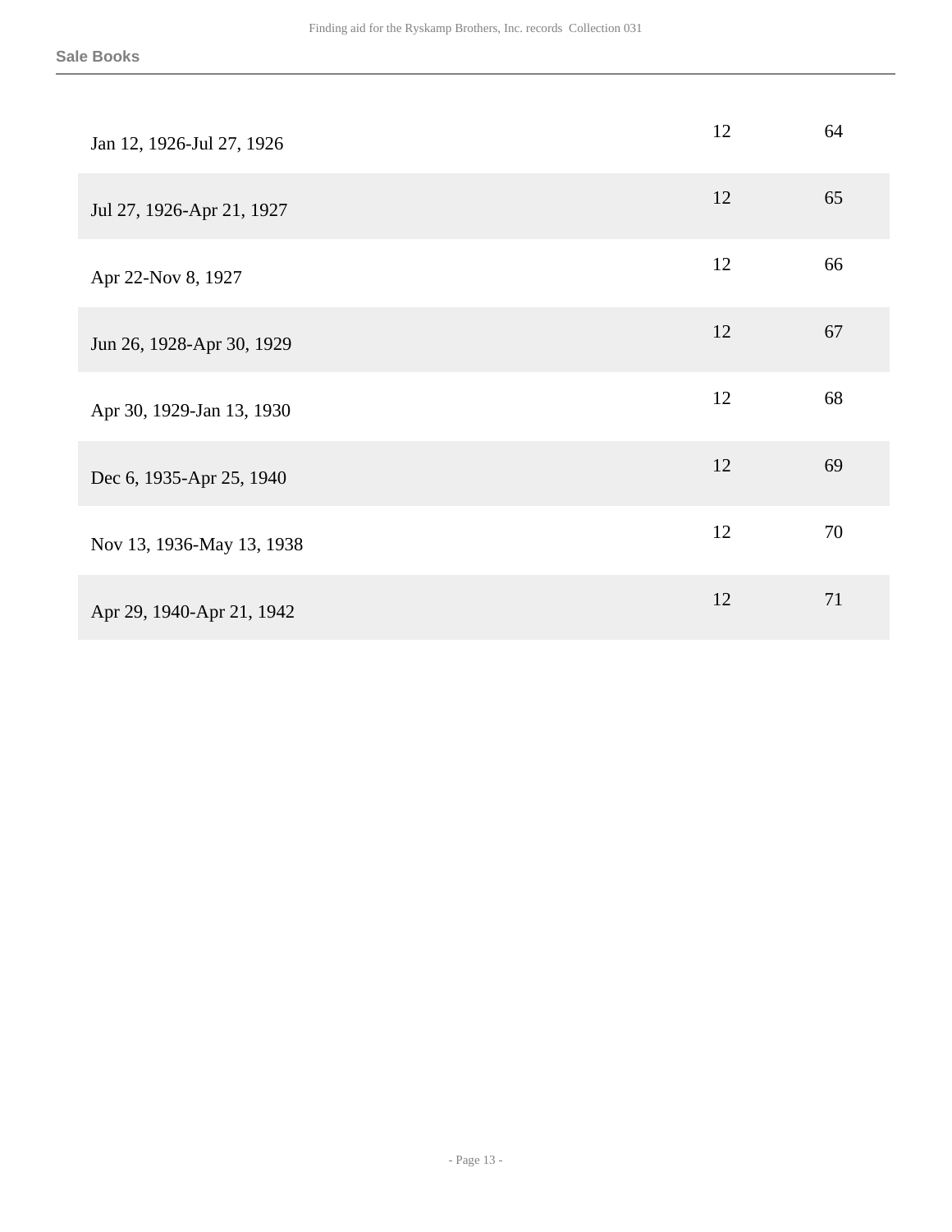| | | |
|---|---|---|
| Jan 12, 1926-Jul 27, 1926 | 12 | 64 |
| Jul 27, 1926-Apr 21, 1927 | 12 | 65 |
| Apr 22-Nov 8, 1927 | 12 | 66 |
| Jun 26, 1928-Apr 30, 1929 | 12 | 67 |
| Apr 30, 1929-Jan 13, 1930 | 12 | 68 |
| Dec 6, 1935-Apr 25, 1940 | 12 | 69 |
| Nov 13, 1936-May 13, 1938 | 12 | 70 |
| Apr 29, 1940-Apr 21, 1942 | 12 | 71 |